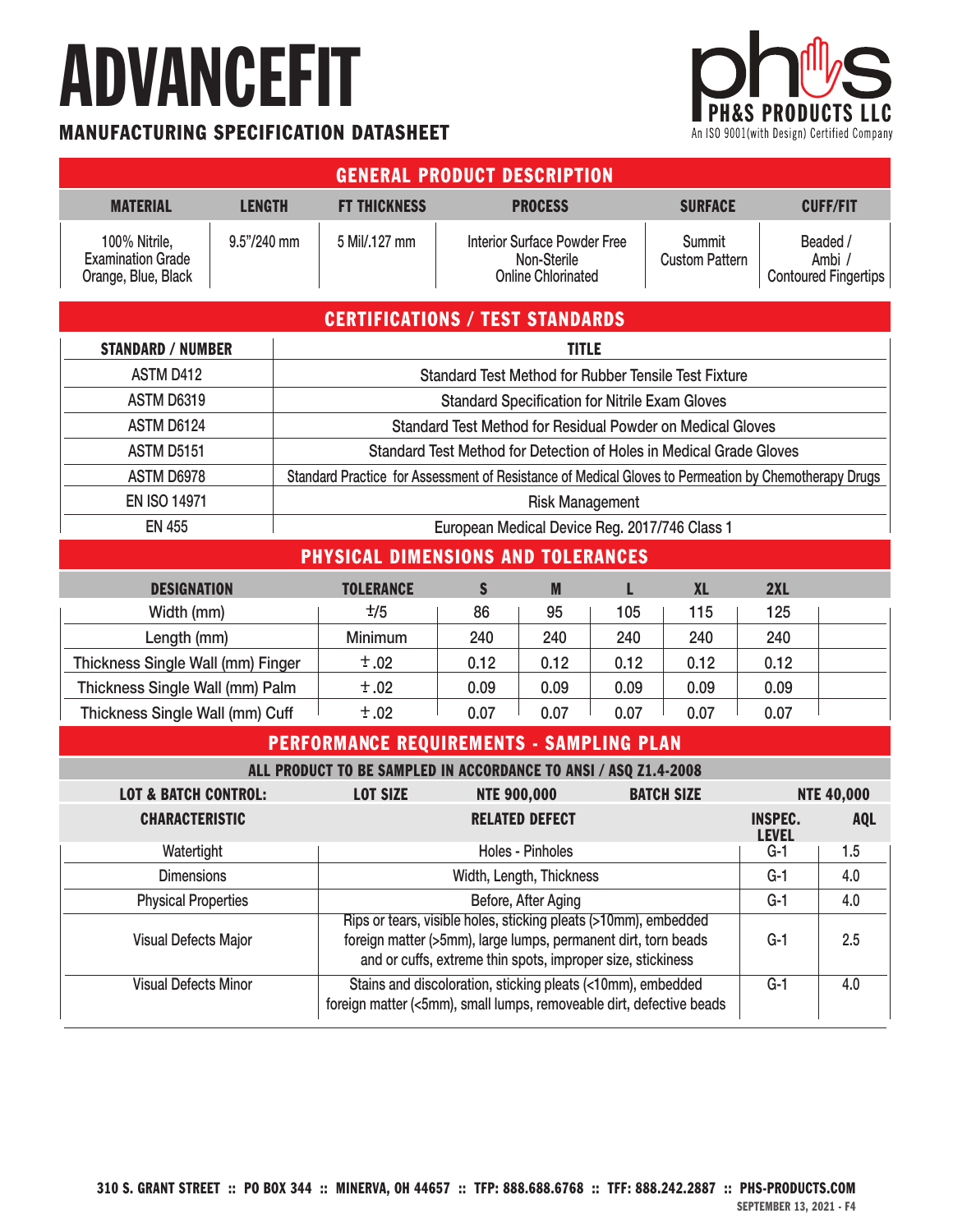# ADVANCEFIT

## MANUFACTURING SPECIFICATION DATASHEET

PH&S PRODUCTS LLC
An ISO 9001(with Design) Certified Company

## GENERAL PRODUCT DESCRIPTION

| MATERIAL | LENGTH | FT THICKNESS | PROCESS | SURFACE | CUFF/FIT |
|---|---|---|---|---|---|
| 100% Nitrile, Examination Grade Orange, Blue, Black | 9.5"/240 mm | 5 Mil/.127 mm | Interior Surface Powder Free Non-Sterile Online Chlorinated | Summit Custom Pattern | Beaded / Ambi / Contoured Fingertips |

## CERTIFICATIONS / TEST STANDARDS

| STANDARD / NUMBER | TITLE |
|---|---|
| ASTM D412 | Standard Test Method for Rubber Tensile Test Fixture |
| ASTM D6319 | Standard Specification for Nitrile Exam Gloves |
| ASTM D6124 | Standard Test Method for Residual Powder on Medical Gloves |
| ASTM D5151 | Standard Test Method for Detection of Holes in Medical Grade Gloves |
| ASTM D6978 | Standard Practice for Assessment of Resistance of Medical Gloves to Permeation by Chemotherapy Drugs |
| EN ISO 14971 | Risk Management |
| EN 455 | European Medical Device Reg. 2017/746 Class 1 |

## PHYSICAL DIMENSIONS AND TOLERANCES

| DESIGNATION | TOLERANCE | S | M | L | XL | 2XL | |
|---|---|---|---|---|---|---|---|
| Width (mm) | ±/5 | 86 | 95 | 105 | 115 | 125 | |
| Length (mm) | Minimum | 240 | 240 | 240 | 240 | 240 | |
| Thickness Single Wall (mm) Finger | ±.02 | 0.12 | 0.12 | 0.12 | 0.12 | 0.12 | |
| Thickness Single Wall (mm) Palm | ±.02 | 0.09 | 0.09 | 0.09 | 0.09 | 0.09 | |
| Thickness Single Wall (mm) Cuff | ±.02 | 0.07 | 0.07 | 0.07 | 0.07 | 0.07 | |

## PERFORMANCE REQUIREMENTS - SAMPLING PLAN

**ALL PRODUCT TO BE SAMPLED IN ACCORDANCE TO ANSI / ASQ Z1.4-2008**

**LOT & BATCH CONTROL:** LOT SIZE NTE 900,000 BATCH SIZE NTE 40,000

| CHARACTERISTIC | RELATED DEFECT | INSPEC. LEVEL | AQL |
|---|---|---|---|
| Watertight | Holes - Pinholes | G-1 | 1.5 |
| Dimensions | Width, Length, Thickness | G-1 | 4.0 |
| Physical Properties | Before, After Aging | G-1 | 4.0 |
| Visual Defects Major | Rips or tears, visible holes, sticking pleats (>10mm), embedded foreign matter (>5mm), large lumps, permanent dirt, torn beads and or cuffs, extreme thin spots, improper size, stickiness | G-1 | 2.5 |
| Visual Defects Minor | Stains and discoloration, sticking pleats (<10mm), embedded foreign matter (<5mm), small lumps, removeable dirt, defective beads | G-1 | 4.0 |

310 S. GRANT STREET :: PO BOX 344 :: MINERVA, OH 44657 :: TFP: 888.688.6768 :: TFF: 888.242.2887 :: PHS-PRODUCTS.COM

SEPTEMBER 13, 2021 - F4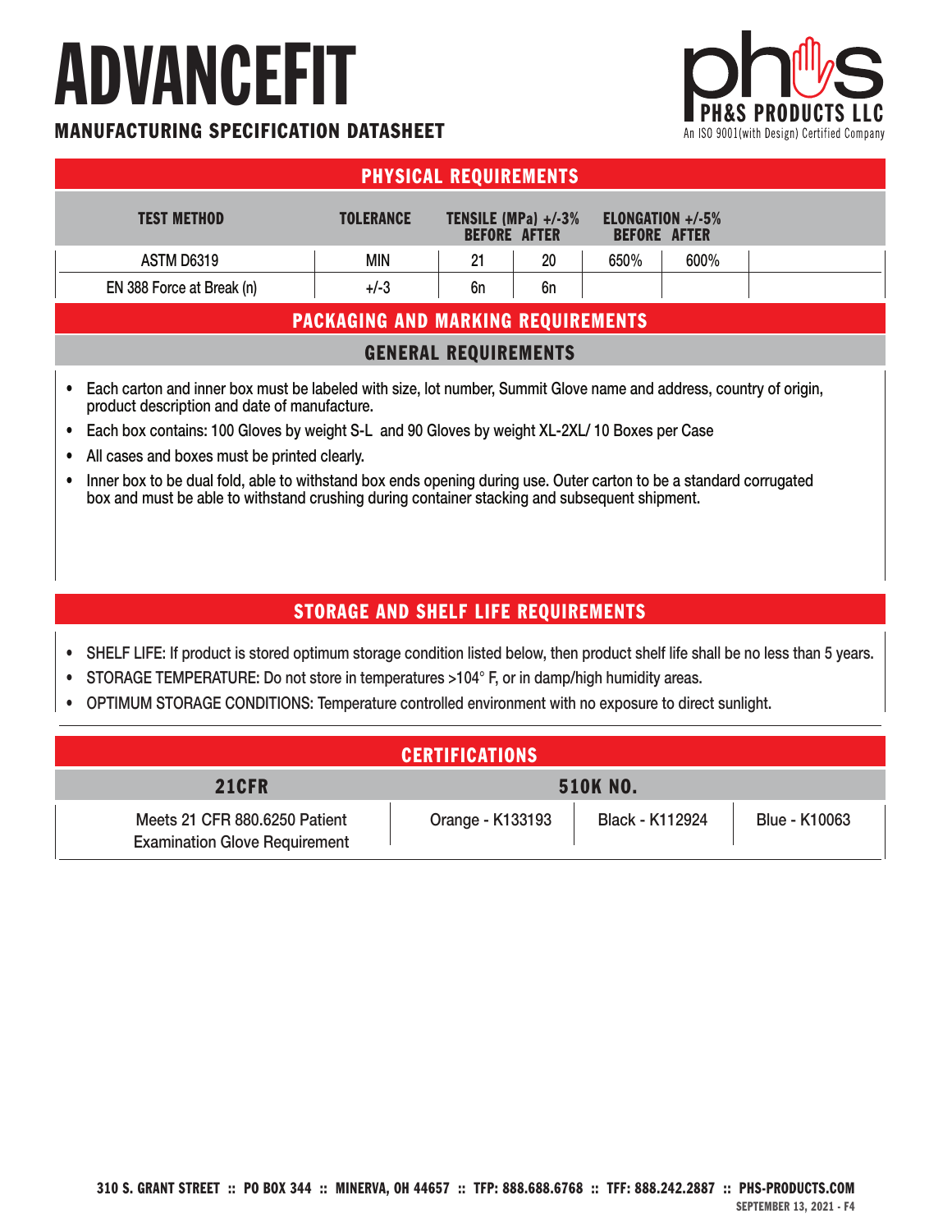# ADVANCEFIT

## MANUFACTURING SPECIFICATION DATASHEET

PH&S PRODUCTS LLC
An ISO 9001(with Design) Certified Company

## PHYSICAL REQUIREMENTS

| TEST METHOD | TOLERANCE | TENSILE (MPa) +/-3% BEFORE | AFTER | ELONGATION +/-5% BEFORE | AFTER | |
|---|---|---|---|---|---|---|
| ASTM D6319 | MIN | 21 | 20 | 650% | 600% | |
| EN 388 Force at Break (n) | +/-3 | 6n | 6n | | | |

## PACKAGING AND MARKING REQUIREMENTS

### GENERAL REQUIREMENTS

- Each carton and inner box must be labeled with size, lot number, Summit Glove name and address, country of origin, product description and date of manufacture.
- Each box contains: 100 Gloves by weight S-L and 90 Gloves by weight XL-2XL/ 10 Boxes per Case
- All cases and boxes must be printed clearly.
- Inner box to be dual fold, able to withstand box ends opening during use. Outer carton to be a standard corrugated box and must be able to withstand crushing during container stacking and subsequent shipment.

## STORAGE AND SHELF LIFE REQUIREMENTS

- SHELF LIFE: If product is stored optimum storage condition listed below, then product shelf life shall be no less than 5 years.
- STORAGE TEMPERATURE: Do not store in temperatures >104° F, or in damp/high humidity areas.
- OPTIMUM STORAGE CONDITIONS: Temperature controlled environment with no exposure to direct sunlight.

## CERTIFICATIONS

| 21CFR | 510K NO. | | |
|---|---|---|---|
| Meets 21 CFR 880.6250 Patient Examination Glove Requirement | Orange - K133193 | Black - K112924 | Blue - K10063 |

310 S. GRANT STREET :: PO BOX 344 :: MINERVA, OH 44657 :: TFP: 888.688.6768 :: TFF: 888.242.2887 :: PHS-PRODUCTS.COM

SEPTEMBER 13, 2021 - F4